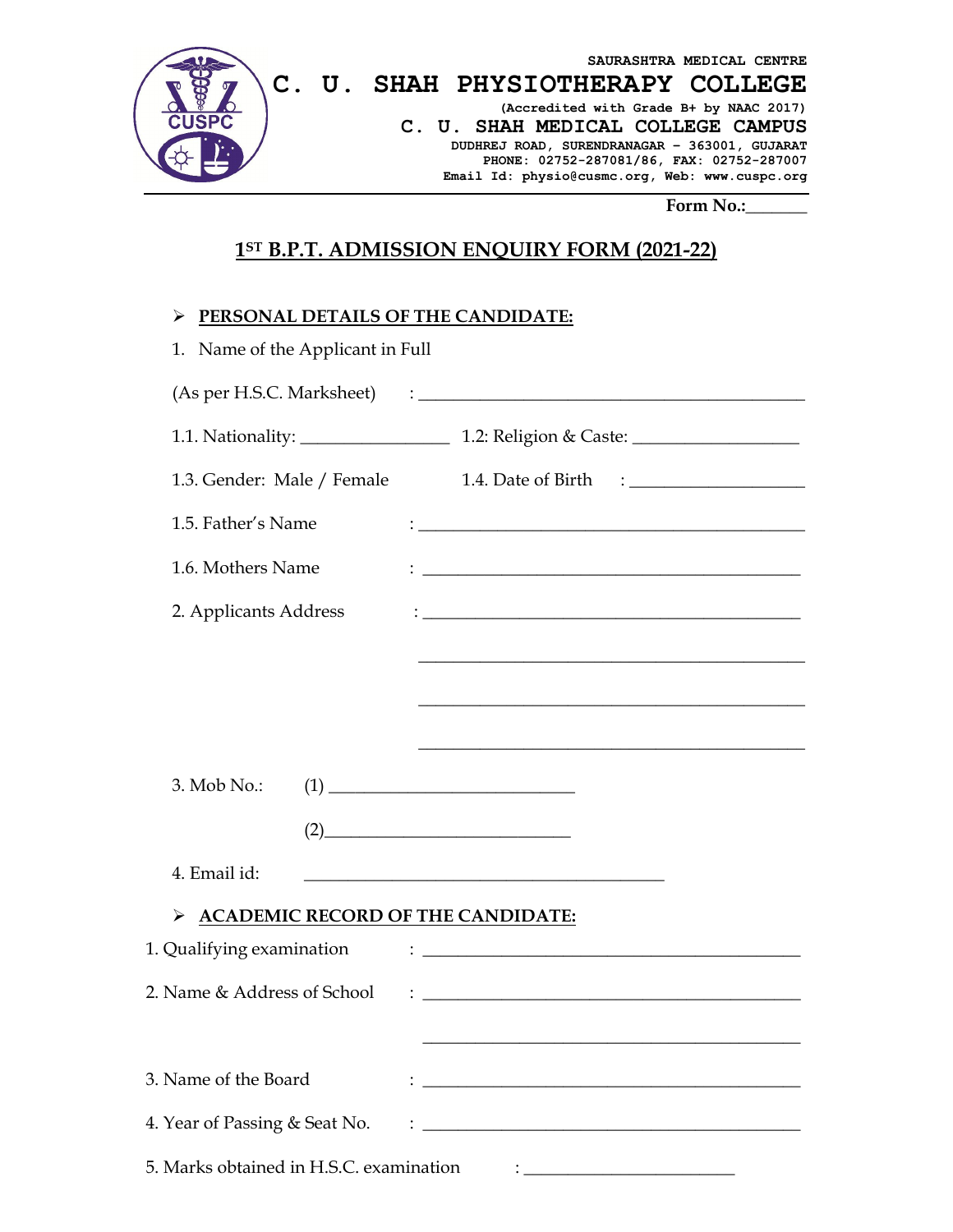SAURASHTRA MEDICAL CENTRE

# C. U. SHAH PHYSIOTHERAPY COLLEGE

(Accredited with Grade B+ by NAAC 2017)

**C. U. SHAH MEDICAL COLLEGE CAMPUS**

DUDHREJ ROAD, SURENDRANAGAR – 363001, GUJARAT

PHONE: 02752-287081/86, FAX: 02752-287007

Email Id: physio@cusmc.org, Web: www.cuspc.org

---

**Form No.:_______**

## 1ST B.P.T. ADMISSION ENQUIRY FORM (2021-22)

### ➢ PERSONAL DETAILS OF THE CANDIDATE:

1. Name of the Applicant in Full

(As per H.S.C. Marksheet) : ____________________________________________

1.1. Nationality: _________________ 1.2: Religion & Caste: ___________________

1.3. Gender: Male / Female 1.4. Date of Birth : ____________________

1.5. Father's Name : ____________________________________________

1.6. Mothers Name : ____________________________________________

2. Applicants Address : ____________________________________________

____________________________________________

____________________________________________

____________________________________________

3. Mob No.: (1) ____________________________

(2)____________________________

4. Email id: ________________________________________

### ➢ ACADEMIC RECORD OF THE CANDIDATE:

1. Qualifying examination : ____________________________________________

2. Name & Address of School : ____________________________________________

____________________________________________

3. Name of the Board : ____________________________________________

4. Year of Passing & Seat No. : ____________________________________________

5. Marks obtained in H.S.C. examination : ________________________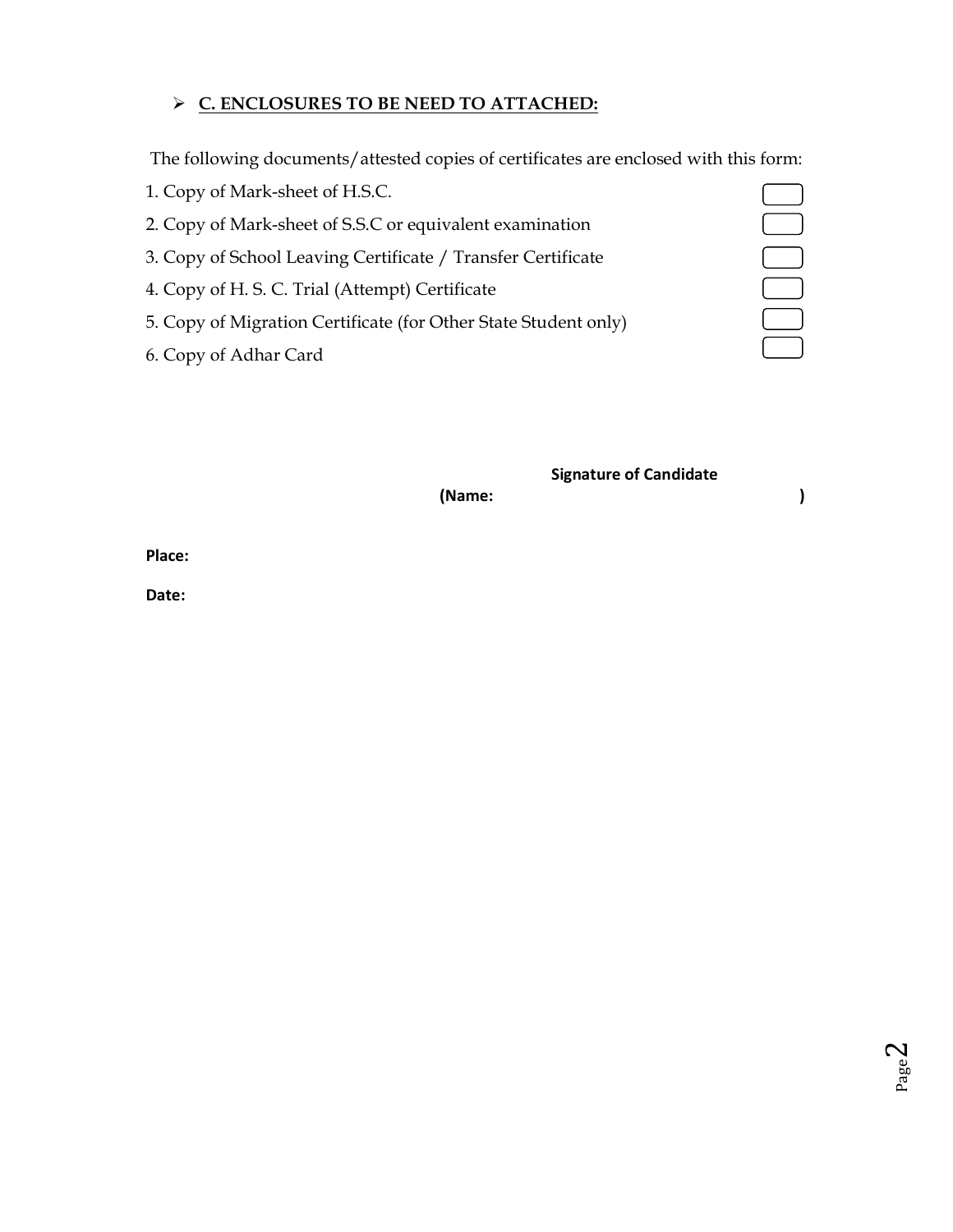### C. ENCLOSURES TO BE NEED TO ATTACHED:

The following documents/attested copies of certificates are enclosed with this form:

1. Copy of Mark-sheet of H.S.C. ☐
2. Copy of Mark-sheet of S.S.C or equivalent examination ☐
3. Copy of School Leaving Certificate / Transfer Certificate ☐
4. Copy of H. S. C. Trial (Attempt) Certificate ☐
5. Copy of Migration Certificate (for Other State Student only) ☐
6. Copy of Adhar Card ☐

**Signature of Candidate**

**(Name: )**

**Place:**

**Date:**